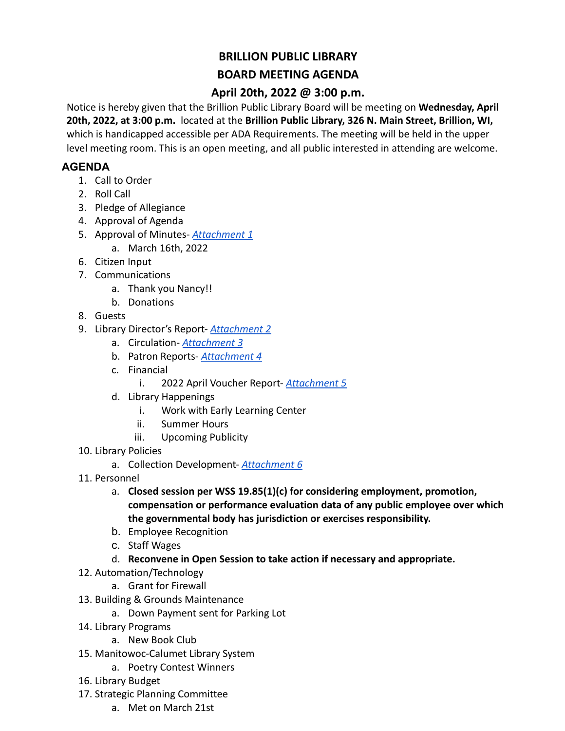# BRILLION PUBLIC LIBRARY
## BOARD MEETING AGENDA
## April 20th, 2022 @ 3:00 p.m.

Notice is hereby given that the Brillion Public Library Board will be meeting on **Wednesday, April 20th, 2022, at 3:00 p.m.** located at the **Brillion Public Library, 326 N. Main Street, Brillion, WI,** which is handicapped accessible per ADA Requirements. The meeting will be held in the upper level meeting room. This is an open meeting, and all public interested in attending are welcome.

## AGENDA

1. Call to Order
2. Roll Call
3. Pledge of Allegiance
4. Approval of Agenda
5. Approval of Minutes- *Attachment 1*
    a. March 16th, 2022
6. Citizen Input
7. Communications
    a. Thank you Nancy!!
    b. Donations
8. Guests
9. Library Director's Report- *Attachment 2*
    a. Circulation- *Attachment 3*
    b. Patron Reports- *Attachment 4*
    c. Financial
        i. 2022 April Voucher Report- *Attachment 5*
    d. Library Happenings
        i. Work with Early Learning Center
        ii. Summer Hours
        iii. Upcoming Publicity
10. Library Policies
    a. Collection Development- *Attachment 6*
11. Personnel
    a. **Closed session per WSS 19.85(1)(c) for considering employment, promotion, compensation or performance evaluation data of any public employee over which the governmental body has jurisdiction or exercises responsibility.**
    b. Employee Recognition
    c. Staff Wages
    d. **Reconvene in Open Session to take action if necessary and appropriate.**
12. Automation/Technology
    a. Grant for Firewall
13. Building & Grounds Maintenance
    a. Down Payment sent for Parking Lot
14. Library Programs
    a. New Book Club
15. Manitowoc-Calumet Library System
    a. Poetry Contest Winners
16. Library Budget
17. Strategic Planning Committee
    a. Met on March 21st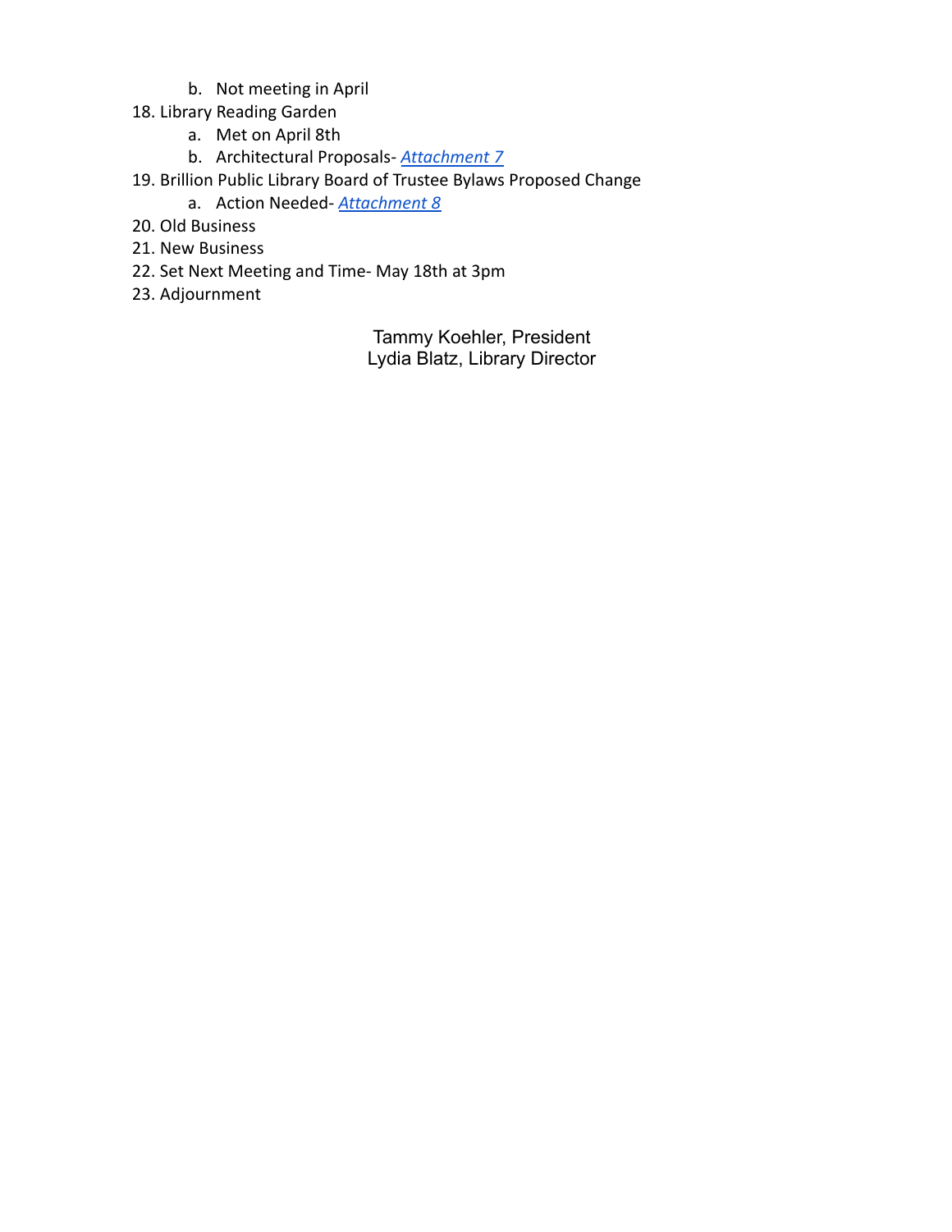b. Not meeting in April
18. Library Reading Garden
    a. Met on April 8th
    b. Architectural Proposals- *Attachment 7*
19. Brillion Public Library Board of Trustee Bylaws Proposed Change
    a. Action Needed- *Attachment 8*
20. Old Business
21. New Business
22. Set Next Meeting and Time- May 18th at 3pm
23. Adjournment

Tammy Koehler, President
Lydia Blatz, Library Director